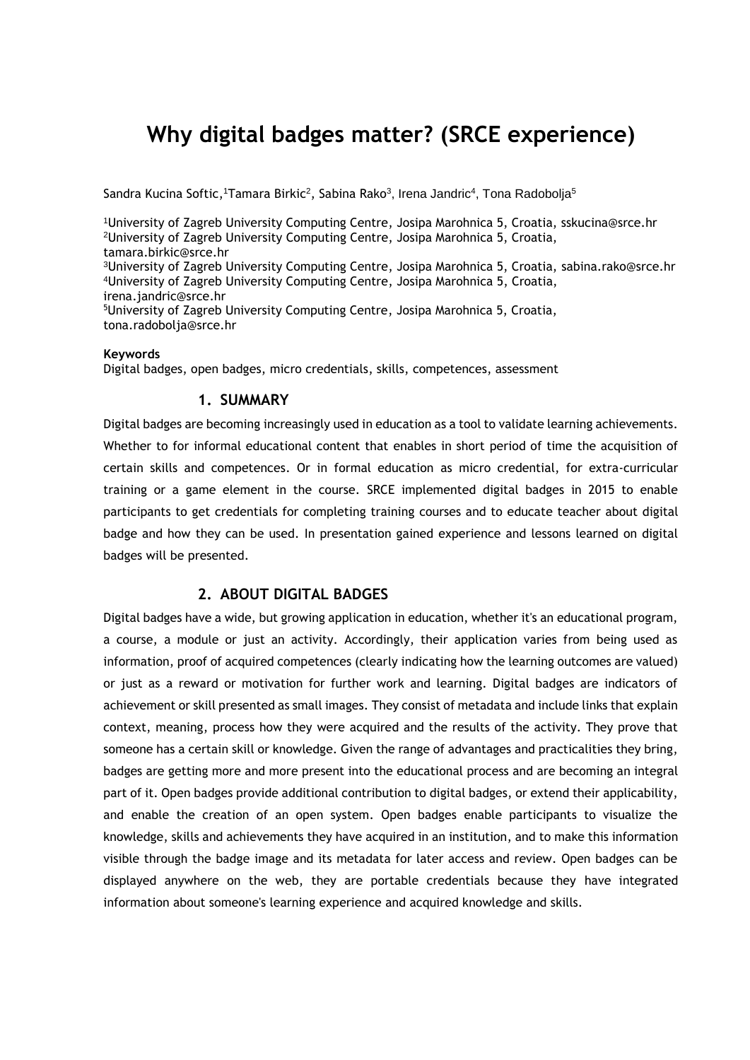# Why digital badges matter? (SRCE experience)

Sandra Kucina Softic,[1]Tamara Birkic[2], Sabina Rako[3], Irena Jandric[4], Tona Radobolja[5]

[1]University of Zagreb University Computing Centre, Josipa Marohnica 5, Croatia, sskucina@srce.hr
[2]University of Zagreb University Computing Centre, Josipa Marohnica 5, Croatia, tamara.birkic@srce.hr
[3]University of Zagreb University Computing Centre, Josipa Marohnica 5, Croatia, sabina.rako@srce.hr
[4]University of Zagreb University Computing Centre, Josipa Marohnica 5, Croatia, irena.jandric@srce.hr
[5]University of Zagreb University Computing Centre, Josipa Marohnica 5, Croatia, tona.radobolja@srce.hr

**Keywords**
Digital badges, open badges, micro credentials, skills, competences, assessment

## 1. SUMMARY

Digital badges are becoming increasingly used in education as a tool to validate learning achievements. Whether to for informal educational content that enables in short period of time the acquisition of certain skills and competences. Or in formal education as micro credential, for extra-curricular training or a game element in the course. SRCE implemented digital badges in 2015 to enable participants to get credentials for completing training courses and to educate teacher about digital badge and how they can be used. In presentation gained experience and lessons learned on digital badges will be presented.

## 2. ABOUT DIGITAL BADGES

Digital badges have a wide, but growing application in education, whether it's an educational program, a course, a module or just an activity. Accordingly, their application varies from being used as information, proof of acquired competences (clearly indicating how the learning outcomes are valued) or just as a reward or motivation for further work and learning. Digital badges are indicators of achievement or skill presented as small images. They consist of metadata and include links that explain context, meaning, process how they were acquired and the results of the activity. They prove that someone has a certain skill or knowledge. Given the range of advantages and practicalities they bring, badges are getting more and more present into the educational process and are becoming an integral part of it. Open badges provide additional contribution to digital badges, or extend their applicability, and enable the creation of an open system. Open badges enable participants to visualize the knowledge, skills and achievements they have acquired in an institution, and to make this information visible through the badge image and its metadata for later access and review. Open badges can be displayed anywhere on the web, they are portable credentials because they have integrated information about someone's learning experience and acquired knowledge and skills.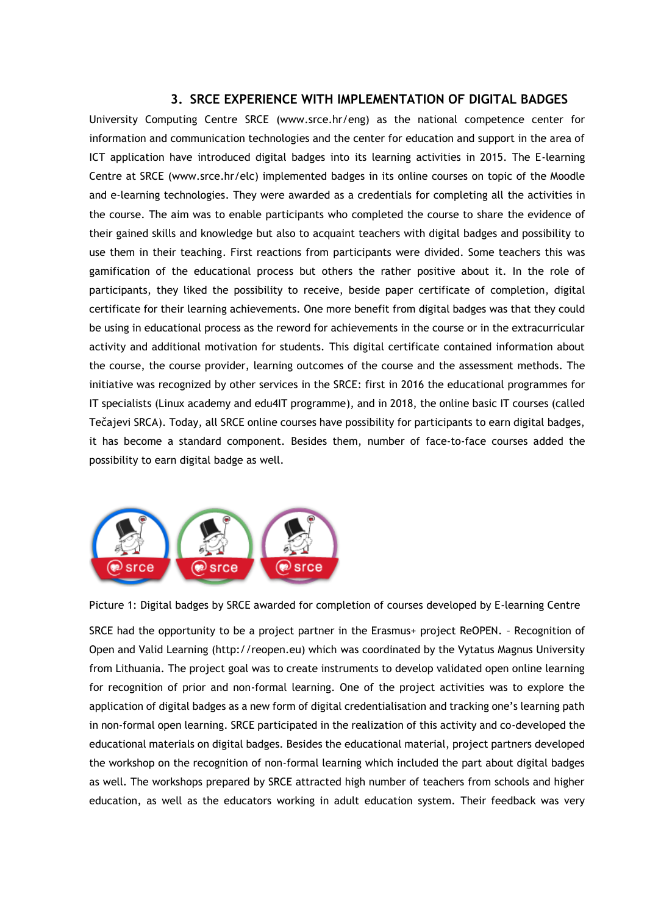## 3. SRCE EXPERIENCE WITH IMPLEMENTATION OF DIGITAL BADGES

University Computing Centre SRCE (www.srce.hr/eng) as the national competence center for information and communication technologies and the center for education and support in the area of ICT application have introduced digital badges into its learning activities in 2015. The E-learning Centre at SRCE (www.srce.hr/elc) implemented badges in its online courses on topic of the Moodle and e-learning technologies. They were awarded as a credentials for completing all the activities in the course. The aim was to enable participants who completed the course to share the evidence of their gained skills and knowledge but also to acquaint teachers with digital badges and possibility to use them in their teaching. First reactions from participants were divided. Some teachers this was gamification of the educational process but others the rather positive about it. In the role of participants, they liked the possibility to receive, beside paper certificate of completion, digital certificate for their learning achievements. One more benefit from digital badges was that they could be using in educational process as the reword for achievements in the course or in the extracurricular activity and additional motivation for students. This digital certificate contained information about the course, the course provider, learning outcomes of the course and the assessment methods. The initiative was recognized by other services in the SRCE: first in 2016 the educational programmes for IT specialists (Linux academy and edu4IT programme), and in 2018, the online basic IT courses (called Tečajevi SRCA). Today, all SRCE online courses have possibility for participants to earn digital badges, it has become a standard component. Besides them, number of face-to-face courses added the possibility to earn digital badge as well.

Picture 1: Digital badges by SRCE awarded for completion of courses developed by E-learning Centre

SRCE had the opportunity to be a project partner in the Erasmus+ project ReOPEN. – Recognition of Open and Valid Learning (http://reopen.eu) which was coordinated by the Vytatus Magnus University from Lithuania. The project goal was to create instruments to develop validated open online learning for recognition of prior and non-formal learning. One of the project activities was to explore the application of digital badges as a new form of digital credentialisation and tracking one's learning path in non-formal open learning. SRCE participated in the realization of this activity and co-developed the educational materials on digital badges. Besides the educational material, project partners developed the workshop on the recognition of non-formal learning which included the part about digital badges as well. The workshops prepared by SRCE attracted high number of teachers from schools and higher education, as well as the educators working in adult education system. Their feedback was very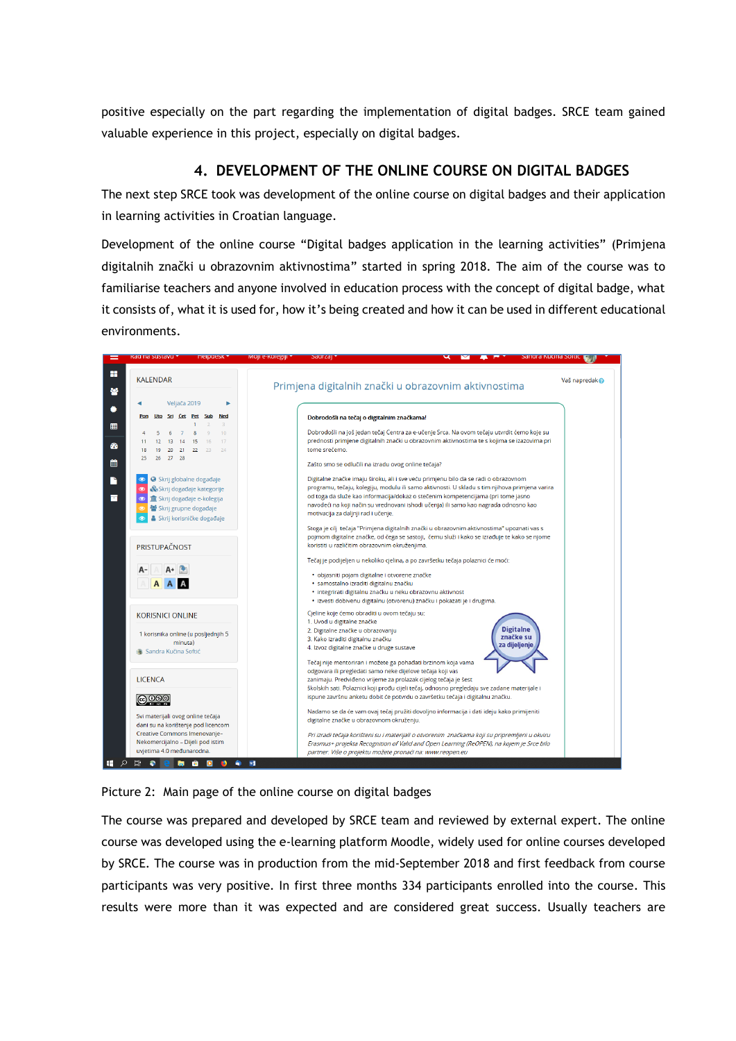positive especially on the part regarding the implementation of digital badges. SRCE team gained valuable experience in this project, especially on digital badges.

## 4. DEVELOPMENT OF THE ONLINE COURSE ON DIGITAL BADGES

The next step SRCE took was development of the online course on digital badges and their application in learning activities in Croatian language.

Development of the online course "Digital badges application in the learning activities" (Primjena digitalnih znački u obrazovnim aktivnostima" started in spring 2018. The aim of the course was to familiarise teachers and anyone involved in education process with the concept of digital badge, what it consists of, what it is used for, how it's being created and how it can be used in different educational environments.

Picture 2: Main page of the online course on digital badges

The course was prepared and developed by SRCE team and reviewed by external expert. The online course was developed using the e-learning platform Moodle, widely used for online courses developed by SRCE. The course was in production from the mid-September 2018 and first feedback from course participants was very positive. In first three months 334 participants enrolled into the course. This results were more than it was expected and are considered great success. Usually teachers are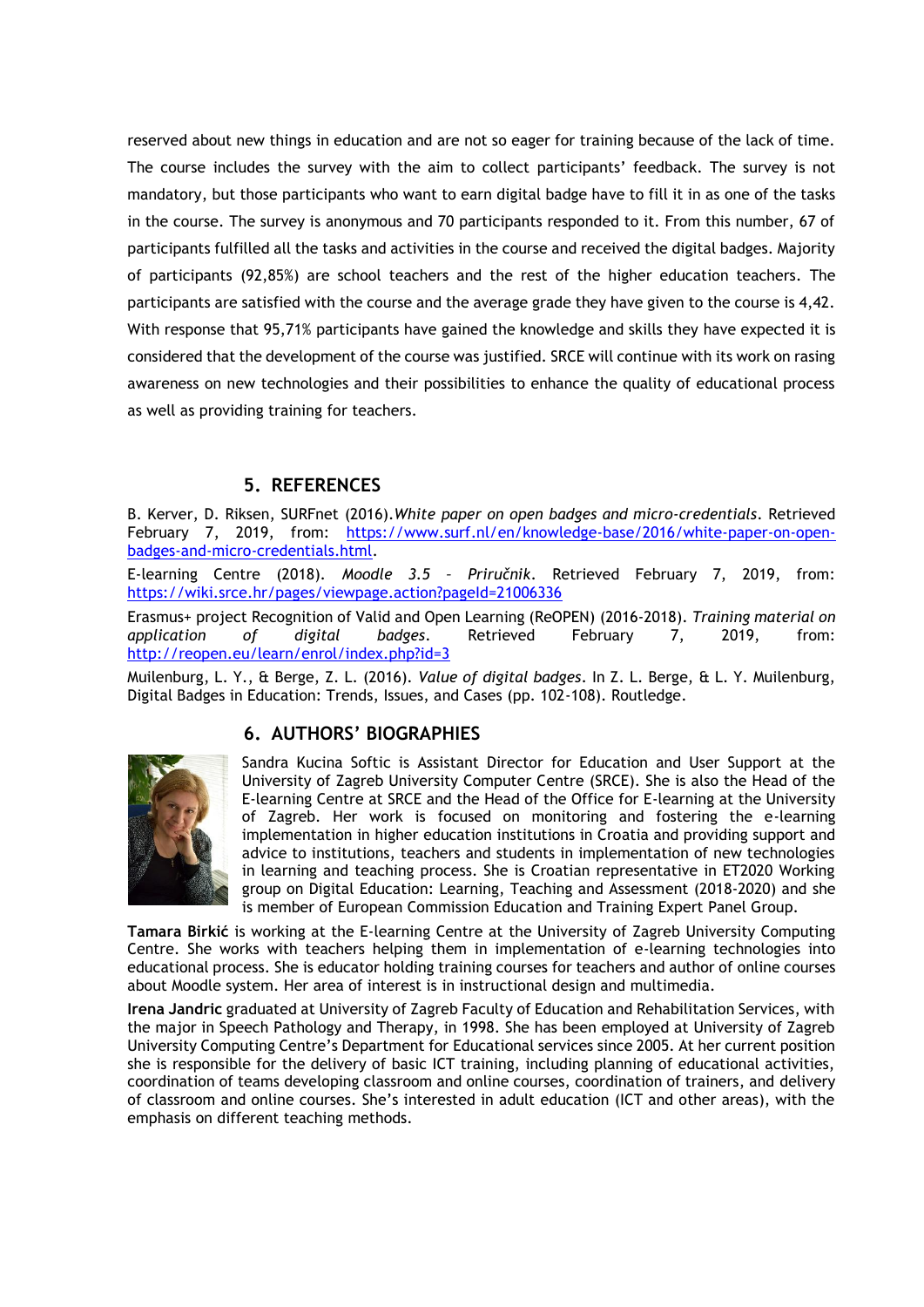reserved about new things in education and are not so eager for training because of the lack of time. The course includes the survey with the aim to collect participants' feedback. The survey is not mandatory, but those participants who want to earn digital badge have to fill it in as one of the tasks in the course. The survey is anonymous and 70 participants responded to it. From this number, 67 of participants fulfilled all the tasks and activities in the course and received the digital badges. Majority of participants (92,85%) are school teachers and the rest of the higher education teachers. The participants are satisfied with the course and the average grade they have given to the course is 4,42. With response that 95,71% participants have gained the knowledge and skills they have expected it is considered that the development of the course was justified. SRCE will continue with its work on rasing awareness on new technologies and their possibilities to enhance the quality of educational process as well as providing training for teachers.

## 5. REFERENCES

B. Kerver, D. Riksen, SURFnet (2016).*White paper on open badges and micro-credentials*. Retrieved February 7, 2019, from: https://www.surf.nl/en/knowledge-base/2016/white-paper-on-open-badges-and-micro-credentials.html.

E-learning Centre (2018). *Moodle 3.5 – Priručnik*. Retrieved February 7, 2019, from: https://wiki.srce.hr/pages/viewpage.action?pageId=21006336

Erasmus+ project Recognition of Valid and Open Learning (ReOPEN) (2016-2018). *Training material on application of digital badges*. Retrieved February 7, 2019, from: http://reopen.eu/learn/enrol/index.php?id=3

Muilenburg, L. Y., & Berge, Z. L. (2016). *Value of digital badges*. In Z. L. Berge, & L. Y. Muilenburg, Digital Badges in Education: Trends, Issues, and Cases (pp. 102-108). Routledge.

## 6. AUTHORS' BIOGRAPHIES

Sandra Kucina Softic is Assistant Director for Education and User Support at the University of Zagreb University Computer Centre (SRCE). She is also the Head of the E-learning Centre at SRCE and the Head of the Office for E-learning at the University of Zagreb. Her work is focused on monitoring and fostering the e-learning implementation in higher education institutions in Croatia and providing support and advice to institutions, teachers and students in implementation of new technologies in learning and teaching process. She is Croatian representative in ET2020 Working group on Digital Education: Learning, Teaching and Assessment (2018-2020) and she is member of European Commission Education and Training Expert Panel Group.

**Tamara Birkić** is working at the E-learning Centre at the University of Zagreb University Computing Centre. She works with teachers helping them in implementation of e-learning technologies into educational process. She is educator holding training courses for teachers and author of online courses about Moodle system. Her area of interest is in instructional design and multimedia.

**Irena Jandric** graduated at University of Zagreb Faculty of Education and Rehabilitation Services, with the major in Speech Pathology and Therapy, in 1998. She has been employed at University of Zagreb University Computing Centre's Department for Educational services since 2005. At her current position she is responsible for the delivery of basic ICT training, including planning of educational activities, coordination of teams developing classroom and online courses, coordination of trainers, and delivery of classroom and online courses. She's interested in adult education (ICT and other areas), with the emphasis on different teaching methods.